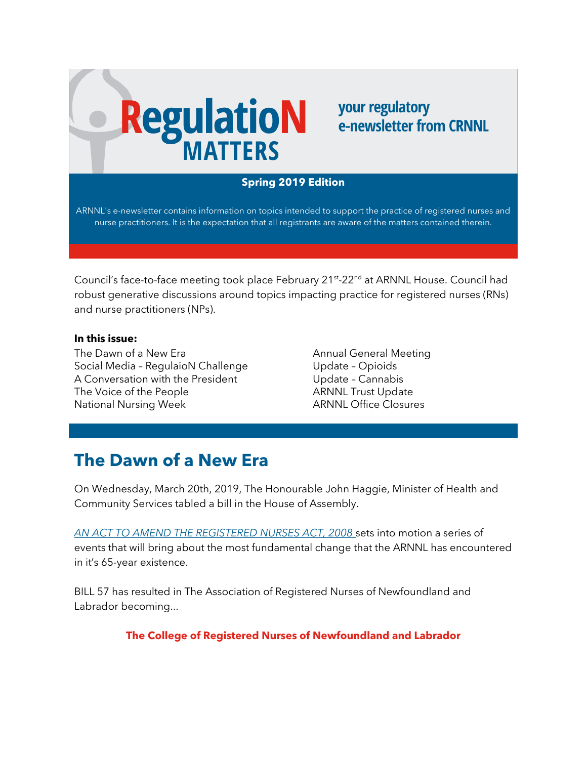# RegulatioN MATTERS

**your regulatory e-newsletter from CRNNL**

**Spring 2019 Edition**

ARNNL's e-newsletter contains information on topics intended to support the practice of registered nurses and nurse practitioners. It is the expectation that all registrants are aware of the matters contained therein.

Council's face-to-face meeting took place February 21st-22nd at ARNNL House. Council had robust generative discussions around topics impacting practice for registered nurses (RNs) and nurse practitioners (NPs).

**In this issue:**

- The Dawn of a New Era
- Social Media – RegulaioN Challenge
- A Conversation with the President
- The Voice of the People
- National Nursing Week
- Annual General Meeting
- Update – Opioids
- Update – Cannabis
- ARNNL Trust Update
- ARNNL Office Closures

## The Dawn of a New Era

On Wednesday, March 20th, 2019, The Honourable John Haggie, Minister of Health and Community Services tabled a bill in the House of Assembly.

*AN ACT TO AMEND THE REGISTERED NURSES ACT, 2008* sets into motion a series of events that will bring about the most fundamental change that the ARNNL has encountered in it's 65-year existence.

BILL 57 has resulted in The Association of Registered Nurses of Newfoundland and Labrador becoming...

**The College of Registered Nurses of Newfoundland and Labrador**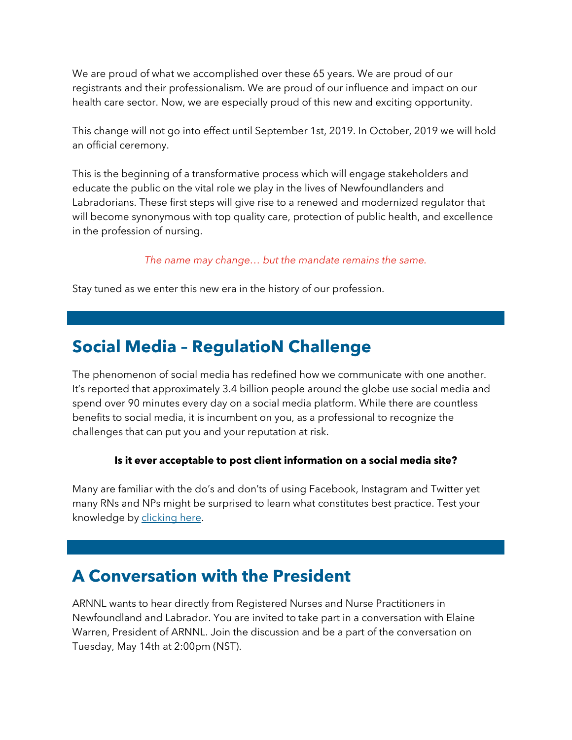We are proud of what we accomplished over these 65 years. We are proud of our registrants and their professionalism. We are proud of our influence and impact on our health care sector. Now, we are especially proud of this new and exciting opportunity.

This change will not go into effect until September 1st, 2019. In October, 2019 we will hold an official ceremony.

This is the beginning of a transformative process which will engage stakeholders and educate the public on the vital role we play in the lives of Newfoundlanders and Labradorians. These first steps will give rise to a renewed and modernized regulator that will become synonymous with top quality care, protection of public health, and excellence in the profession of nursing.

*The name may change… but the mandate remains the same.*

Stay tuned as we enter this new era in the history of our profession.

## Social Media – RegulatioN Challenge

The phenomenon of social media has redefined how we communicate with one another. It's reported that approximately 3.4 billion people around the globe use social media and spend over 90 minutes every day on a social media platform. While there are countless benefits to social media, it is incumbent on you, as a professional to recognize the challenges that can put you and your reputation at risk.

**Is it ever acceptable to post client information on a social media site?**

Many are familiar with the do's and don'ts of using Facebook, Instagram and Twitter yet many RNs and NPs might be surprised to learn what constitutes best practice. Test your knowledge by clicking here.

## A Conversation with the President

ARNNL wants to hear directly from Registered Nurses and Nurse Practitioners in Newfoundland and Labrador. You are invited to take part in a conversation with Elaine Warren, President of ARNNL. Join the discussion and be a part of the conversation on Tuesday, May 14th at 2:00pm (NST).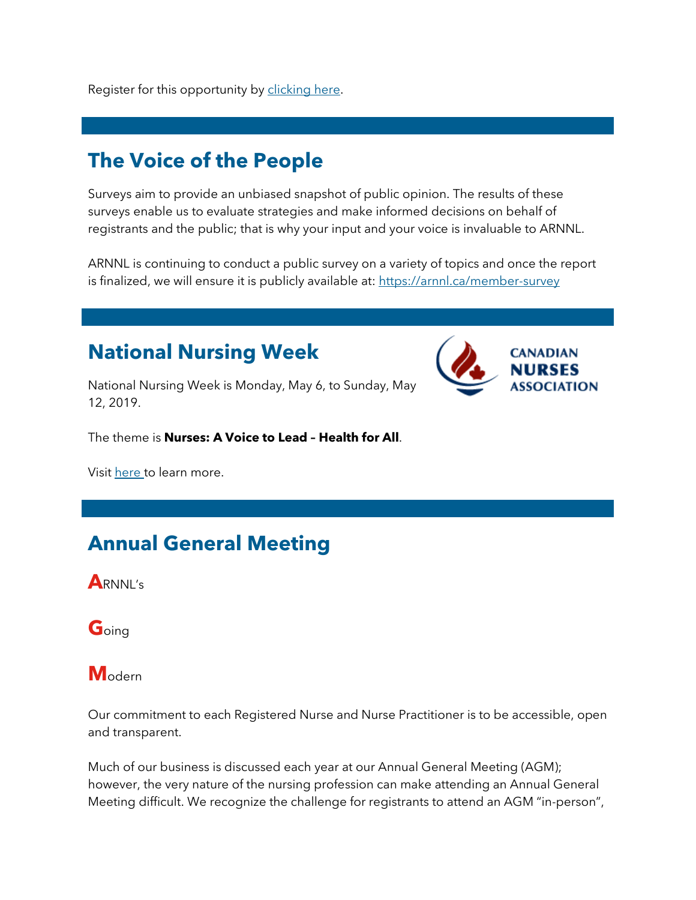Register for this opportunity by clicking here.

## The Voice of the People

Surveys aim to provide an unbiased snapshot of public opinion. The results of these surveys enable us to evaluate strategies and make informed decisions on behalf of registrants and the public; that is why your input and your voice is invaluable to ARNNL.

ARNNL is continuing to conduct a public survey on a variety of topics and once the report is finalized, we will ensure it is publicly available at: https://arnnl.ca/member-survey

## National Nursing Week

National Nursing Week is Monday, May 6, to Sunday, May 12, 2019.

The theme is **Nurses: A Voice to Lead – Health for All**.

Visit here to learn more.

## Annual General Meeting

**A**RNNL's

**G**oing

**M**odern

Our commitment to each Registered Nurse and Nurse Practitioner is to be accessible, open and transparent.

Much of our business is discussed each year at our Annual General Meeting (AGM); however, the very nature of the nursing profession can make attending an Annual General Meeting difficult. We recognize the challenge for registrants to attend an AGM "in-person",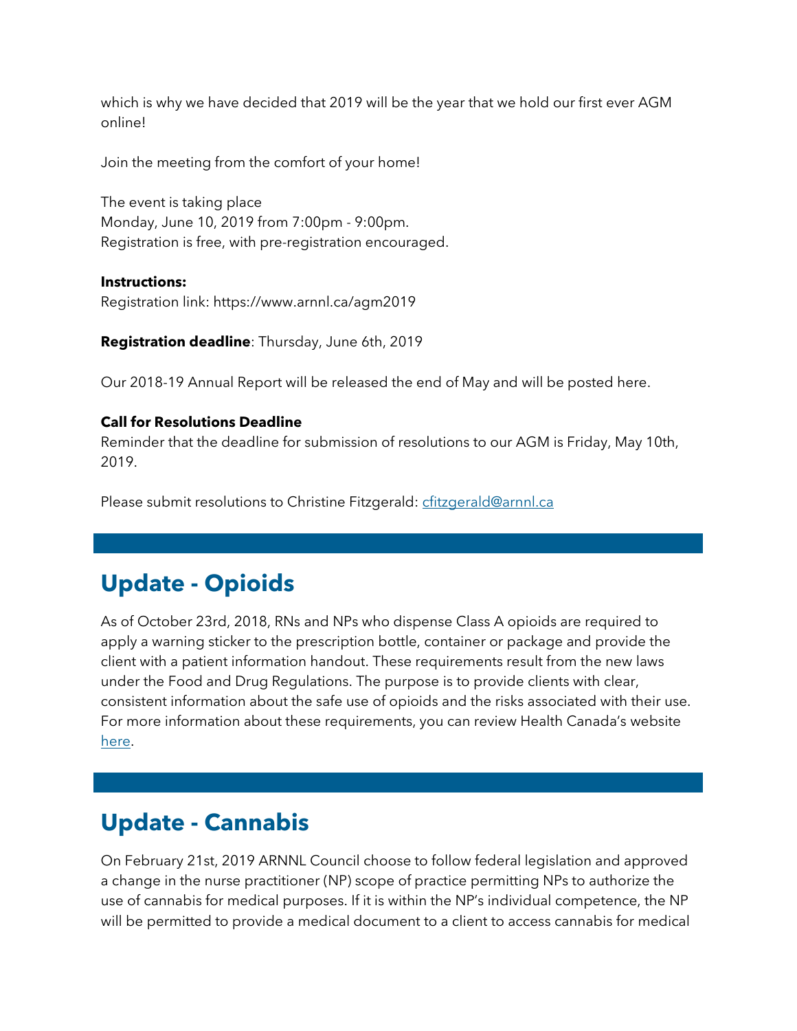which is why we have decided that 2019 will be the year that we hold our first ever AGM online!

Join the meeting from the comfort of your home!

The event is taking place
Monday, June 10, 2019 from 7:00pm - 9:00pm.
Registration is free, with pre-registration encouraged.

**Instructions:**
Registration link: https://www.arnnl.ca/agm2019

**Registration deadline**: Thursday, June 6th, 2019

Our 2018-19 Annual Report will be released the end of May and will be posted here.

**Call for Resolutions Deadline**
Reminder that the deadline for submission of resolutions to our AGM is Friday, May 10th, 2019.

Please submit resolutions to Christine Fitzgerald: cfitzgerald@arnnl.ca

## Update - Opioids

As of October 23rd, 2018, RNs and NPs who dispense Class A opioids are required to apply a warning sticker to the prescription bottle, container or package and provide the client with a patient information handout. These requirements result from the new laws under the Food and Drug Regulations. The purpose is to provide clients with clear, consistent information about the safe use of opioids and the risks associated with their use. For more information about these requirements, you can review Health Canada's website here.

## Update - Cannabis

On February 21st, 2019 ARNNL Council choose to follow federal legislation and approved a change in the nurse practitioner (NP) scope of practice permitting NPs to authorize the use of cannabis for medical purposes. If it is within the NP's individual competence, the NP will be permitted to provide a medical document to a client to access cannabis for medical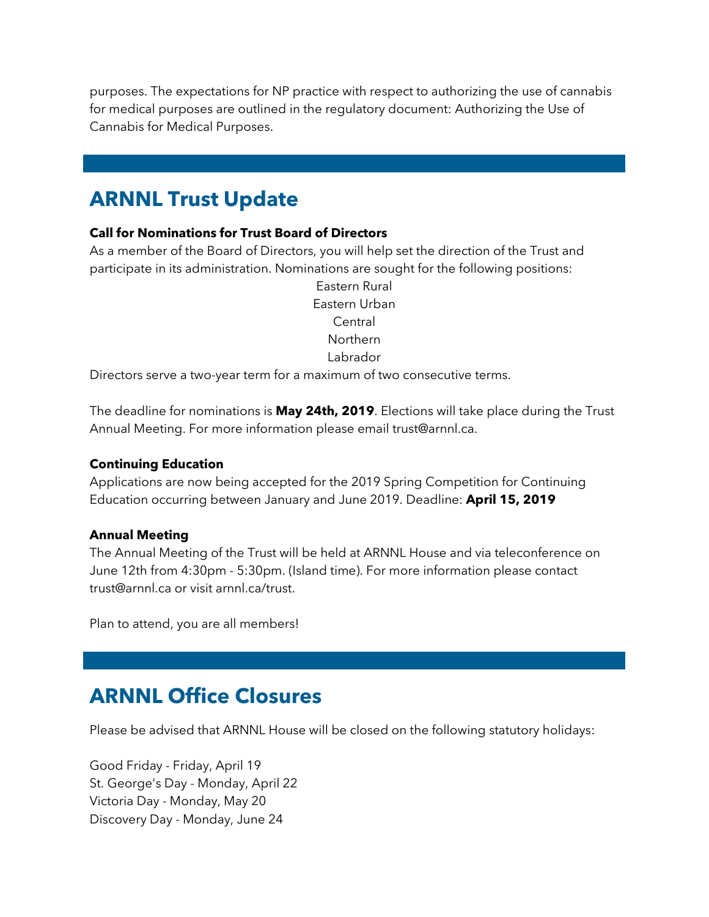purposes. The expectations for NP practice with respect to authorizing the use of cannabis for medical purposes are outlined in the regulatory document: Authorizing the Use of Cannabis for Medical Purposes.

## ARNNL Trust Update

**Call for Nominations for Trust Board of Directors**

As a member of the Board of Directors, you will help set the direction of the Trust and participate in its administration. Nominations are sought for the following positions:

Eastern Rural
Eastern Urban
Central
Northern
Labrador

Directors serve a two-year term for a maximum of two consecutive terms.

The deadline for nominations is **May 24th, 2019**. Elections will take place during the Trust Annual Meeting. For more information please email trust@arnnl.ca.

**Continuing Education**

Applications are now being accepted for the 2019 Spring Competition for Continuing Education occurring between January and June 2019. Deadline: **April 15, 2019**

**Annual Meeting**

The Annual Meeting of the Trust will be held at ARNNL House and via teleconference on June 12th from 4:30pm - 5:30pm. (Island time). For more information please contact trust@arnnl.ca or visit arnnl.ca/trust.

Plan to attend, you are all members!

## ARNNL Office Closures

Please be advised that ARNNL House will be closed on the following statutory holidays:

Good Friday - Friday, April 19
St. George's Day - Monday, April 22
Victoria Day - Monday, May 20
Discovery Day - Monday, June 24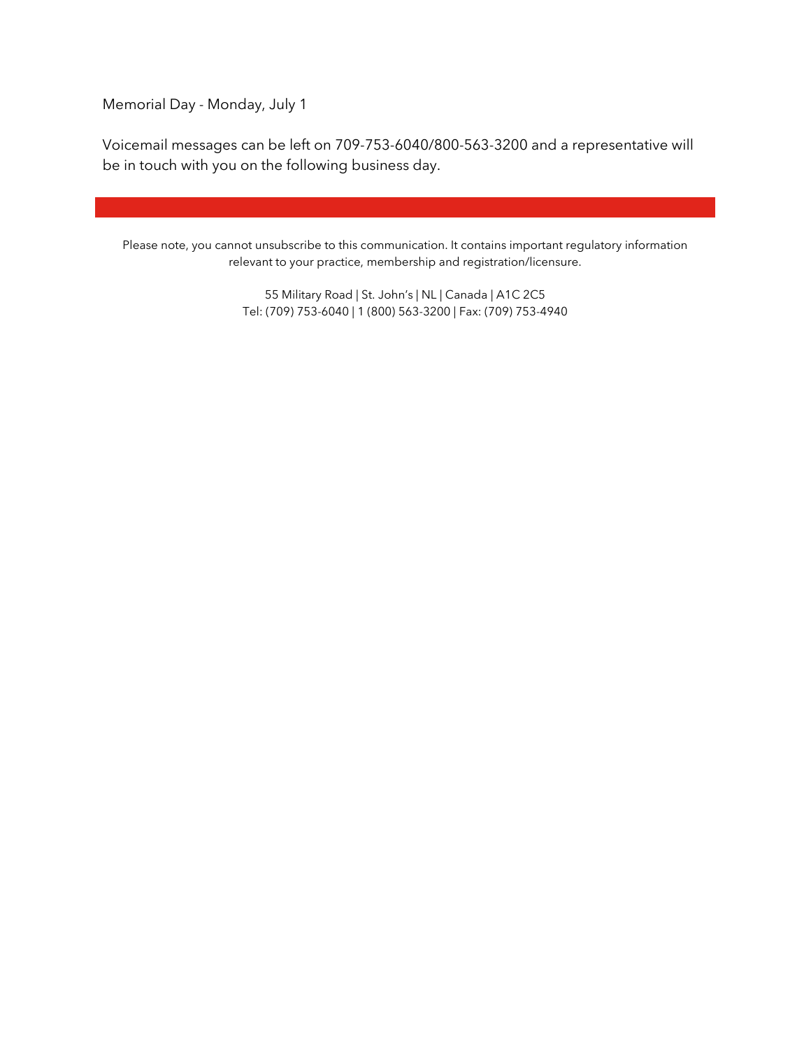Memorial Day - Monday, July 1

Voicemail messages can be left on 709-753-6040/800-563-3200 and a representative will be in touch with you on the following business day.

---

Please note, you cannot unsubscribe to this communication. It contains important regulatory information relevant to your practice, membership and registration/licensure.

55 Military Road | St. John's | NL | Canada | A1C 2C5
Tel: (709) 753-6040 | 1 (800) 563-3200 | Fax: (709) 753-4940